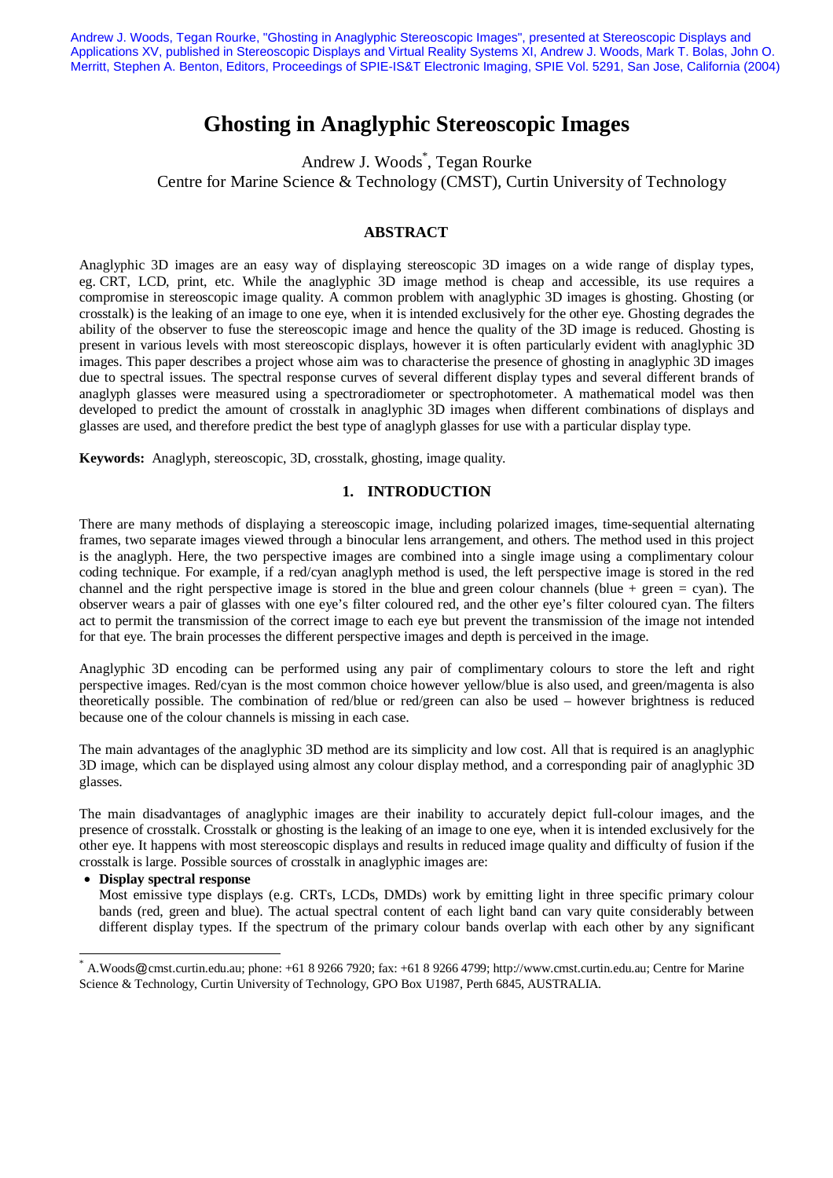Andrew J. Woods, Tegan Rourke, "Ghosting in Anaglyphic Stereoscopic Images", presented at Stereoscopic Displays and Applications XV, published in Stereoscopic Displays and Virtual Reality Systems XI, Andrew J. Woods, Mark T. Bolas, John O. Merritt, Stephen A. Benton, Editors, Proceedings of SPIE-IS&T Electronic Imaging, SPIE Vol. 5291, San Jose, California (2004)

# Ghosting in Anaglyphic Stereoscopic Images

Andrew J. Woods[*], Tegan Rourke
Centre for Marine Science & Technology (CMST), Curtin University of Technology

## ABSTRACT

Anaglyphic 3D images are an easy way of displaying stereoscopic 3D images on a wide range of display types, eg. CRT, LCD, print, etc. While the anaglyphic 3D image method is cheap and accessible, its use requires a compromise in stereoscopic image quality. A common problem with anaglyphic 3D images is ghosting. Ghosting (or crosstalk) is the leaking of an image to one eye, when it is intended exclusively for the other eye. Ghosting degrades the ability of the observer to fuse the stereoscopic image and hence the quality of the 3D image is reduced. Ghosting is present in various levels with most stereoscopic displays, however it is often particularly evident with anaglyphic 3D images. This paper describes a project whose aim was to characterise the presence of ghosting in anaglyphic 3D images due to spectral issues. The spectral response curves of several different display types and several different brands of anaglyph glasses were measured using a spectroradiometer or spectrophotometer. A mathematical model was then developed to predict the amount of crosstalk in anaglyphic 3D images when different combinations of displays and glasses are used, and therefore predict the best type of anaglyph glasses for use with a particular display type.

**Keywords:** Anaglyph, stereoscopic, 3D, crosstalk, ghosting, image quality.

## 1. INTRODUCTION

There are many methods of displaying a stereoscopic image, including polarized images, time-sequential alternating frames, two separate images viewed through a binocular lens arrangement, and others. The method used in this project is the anaglyph. Here, the two perspective images are combined into a single image using a complimentary colour coding technique. For example, if a red/cyan anaglyph method is used, the left perspective image is stored in the red channel and the right perspective image is stored in the blue and green colour channels (blue + green = cyan). The observer wears a pair of glasses with one eye's filter coloured red, and the other eye's filter coloured cyan. The filters act to permit the transmission of the correct image to each eye but prevent the transmission of the image not intended for that eye. The brain processes the different perspective images and depth is perceived in the image.

Anaglyphic 3D encoding can be performed using any pair of complimentary colours to store the left and right perspective images. Red/cyan is the most common choice however yellow/blue is also used, and green/magenta is also theoretically possible. The combination of red/blue or red/green can also be used – however brightness is reduced because one of the colour channels is missing in each case.

The main advantages of the anaglyphic 3D method are its simplicity and low cost. All that is required is an anaglyphic 3D image, which can be displayed using almost any colour display method, and a corresponding pair of anaglyphic 3D glasses.

The main disadvantages of anaglyphic images are their inability to accurately depict full-colour images, and the presence of crosstalk. Crosstalk or ghosting is the leaking of an image to one eye, when it is intended exclusively for the other eye. It happens with most stereoscopic displays and results in reduced image quality and difficulty of fusion if the crosstalk is large. Possible sources of crosstalk in anaglyphic images are:

- **Display spectral response**
  Most emissive type displays (e.g. CRTs, LCDs, DMDs) work by emitting light in three specific primary colour bands (red, green and blue). The actual spectral content of each light band can vary quite considerably between different display types. If the spectrum of the primary colour bands overlap with each other by any significant

[*] A.Woods@cmst.curtin.edu.au; phone: +61 8 9266 7920; fax: +61 8 9266 4799; http://www.cmst.curtin.edu.au; Centre for Marine Science & Technology, Curtin University of Technology, GPO Box U1987, Perth 6845, AUSTRALIA.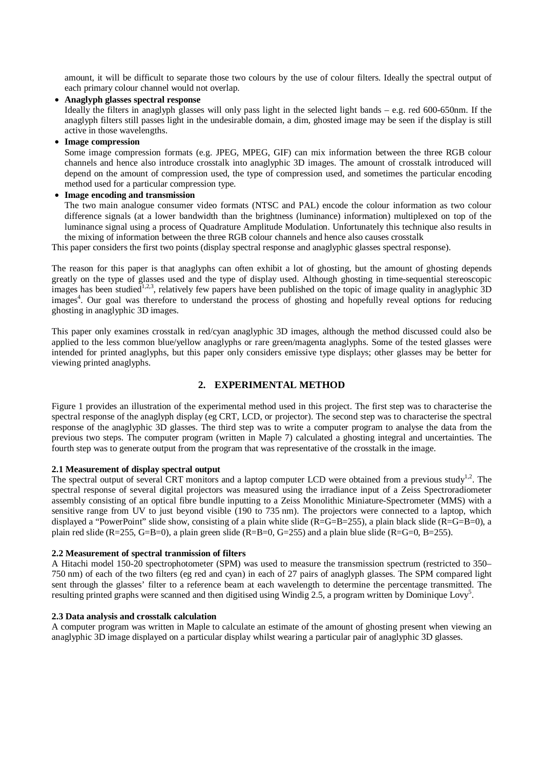amount, it will be difficult to separate those two colours by the use of colour filters. Ideally the spectral output of each primary colour channel would not overlap.

- **Anaglyph glasses spectral response**
  Ideally the filters in anaglyph glasses will only pass light in the selected light bands – e.g. red 600-650nm. If the anaglyph filters still passes light in the undesirable domain, a dim, ghosted image may be seen if the display is still active in those wavelengths.
- **Image compression**
  Some image compression formats (e.g. JPEG, MPEG, GIF) can mix information between the three RGB colour channels and hence also introduce crosstalk into anaglyphic 3D images. The amount of crosstalk introduced will depend on the amount of compression used, the type of compression used, and sometimes the particular encoding method used for a particular compression type.
- **Image encoding and transmission**
  The two main analogue consumer video formats (NTSC and PAL) encode the colour information as two colour difference signals (at a lower bandwidth than the brightness (luminance) information) multiplexed on top of the luminance signal using a process of Quadrature Amplitude Modulation. Unfortunately this technique also results in the mixing of information between the three RGB colour channels and hence also causes crosstalk

This paper considers the first two points (display spectral response and anaglyphic glasses spectral response).

The reason for this paper is that anaglyphs can often exhibit a lot of ghosting, but the amount of ghosting depends greatly on the type of glasses used and the type of display used. Although ghosting in time-sequential stereoscopic images has been studied[1,2,3], relatively few papers have been published on the topic of image quality in anaglyphic 3D images[4]. Our goal was therefore to understand the process of ghosting and hopefully reveal options for reducing ghosting in anaglyphic 3D images.

This paper only examines crosstalk in red/cyan anaglyphic 3D images, although the method discussed could also be applied to the less common blue/yellow anaglyphs or rare green/magenta anaglyphs. Some of the tested glasses were intended for printed anaglyphs, but this paper only considers emissive type displays; other glasses may be better for viewing printed anaglyphs.

## 2. EXPERIMENTAL METHOD

Figure 1 provides an illustration of the experimental method used in this project. The first step was to characterise the spectral response of the anaglyph display (eg CRT, LCD, or projector). The second step was to characterise the spectral response of the anaglyphic 3D glasses. The third step was to write a computer program to analyse the data from the previous two steps. The computer program (written in Maple 7) calculated a ghosting integral and uncertainties. The fourth step was to generate output from the program that was representative of the crosstalk in the image.

### 2.1 Measurement of display spectral output

The spectral output of several CRT monitors and a laptop computer LCD were obtained from a previous study[1,2]. The spectral response of several digital projectors was measured using the irradiance input of a Zeiss Spectroradiometer assembly consisting of an optical fibre bundle inputting to a Zeiss Monolithic Miniature-Spectrometer (MMS) with a sensitive range from UV to just beyond visible (190 to 735 nm). The projectors were connected to a laptop, which displayed a "PowerPoint" slide show, consisting of a plain white slide (R=G=B=255), a plain black slide (R=G=B=0), a plain red slide (R=255, G=B=0), a plain green slide (R=B=0, G=255) and a plain blue slide (R=G=0, B=255).

### 2.2 Measurement of spectral tranmission of filters

A Hitachi model 150-20 spectrophotometer (SPM) was used to measure the transmission spectrum (restricted to 350–750 nm) of each of the two filters (eg red and cyan) in each of 27 pairs of anaglyph glasses. The SPM compared light sent through the glasses' filter to a reference beam at each wavelength to determine the percentage transmitted. The resulting printed graphs were scanned and then digitised using Windig 2.5, a program written by Dominique Lovy[5].

### 2.3 Data analysis and crosstalk calculation

A computer program was written in Maple to calculate an estimate of the amount of ghosting present when viewing an anaglyphic 3D image displayed on a particular display whilst wearing a particular pair of anaglyphic 3D glasses.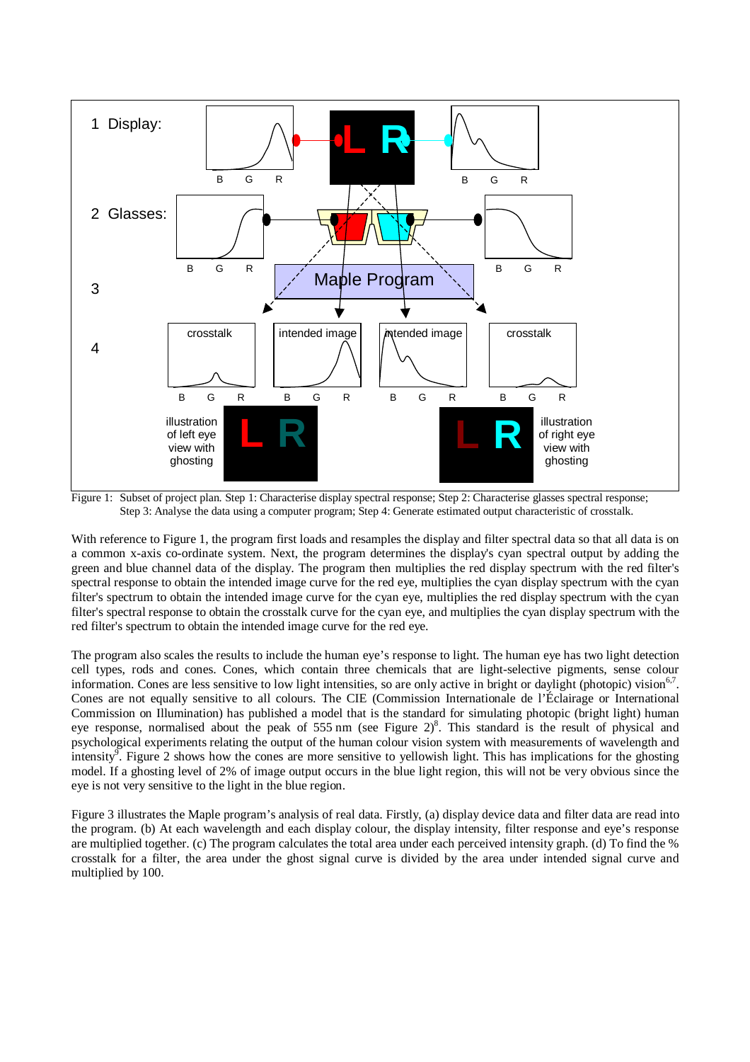Figure 1: Subset of project plan. Step 1: Characterise display spectral response; Step 2: Characterise glasses spectral response; Step 3: Analyse the data using a computer program; Step 4: Generate estimated output characteristic of crosstalk.

With reference to Figure 1, the program first loads and resamples the display and filter spectral data so that all data is on a common x-axis co-ordinate system. Next, the program determines the display's cyan spectral output by adding the green and blue channel data of the display. The program then multiplies the red display spectrum with the red filter's spectral response to obtain the intended image curve for the red eye, multiplies the cyan display spectrum with the cyan filter's spectrum to obtain the intended image curve for the cyan eye, multiplies the red display spectrum with the cyan filter's spectral response to obtain the crosstalk curve for the cyan eye, and multiplies the cyan display spectrum with the red filter's spectrum to obtain the intended image curve for the red eye.

The program also scales the results to include the human eye's response to light. The human eye has two light detection cell types, rods and cones. Cones, which contain three chemicals that are light-selective pigments, sense colour information. Cones are less sensitive to low light intensities, so are only active in bright or daylight (photopic) vision[6,7]. Cones are not equally sensitive to all colours. The CIE (Commission Internationale de l'Éclairage or International Commission on Illumination) has published a model that is the standard for simulating photopic (bright light) human eye response, normalised about the peak of 555 nm (see Figure 2)[8]. This standard is the result of physical and psychological experiments relating the output of the human colour vision system with measurements of wavelength and intensity[9]. Figure 2 shows how the cones are more sensitive to yellowish light. This has implications for the ghosting model. If a ghosting level of 2% of image output occurs in the blue light region, this will not be very obvious since the eye is not very sensitive to the light in the blue region.

Figure 3 illustrates the Maple program's analysis of real data. Firstly, (a) display device data and filter data are read into the program. (b) At each wavelength and each display colour, the display intensity, filter response and eye's response are multiplied together. (c) The program calculates the total area under each perceived intensity graph. (d) To find the % crosstalk for a filter, the area under the ghost signal curve is divided by the area under intended signal curve and multiplied by 100.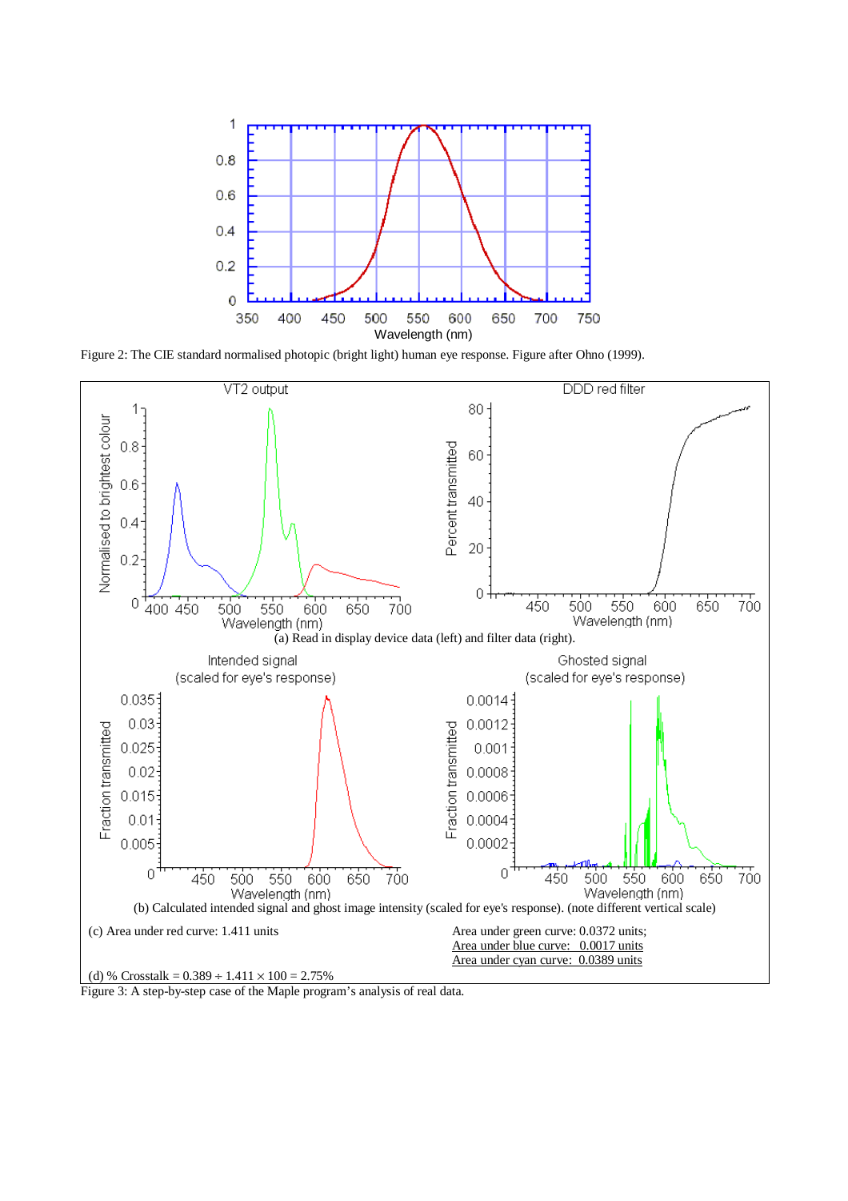Figure 2: The CIE standard normalised photopic (bright light) human eye response. Figure after Ohno (1999).

(a) Read in display device data (left) and filter data (right).

(b) Calculated intended signal and ghost image intensity (scaled for eye's response). (note different vertical scale)

(c) Area under red curve: 1.411 units

Area under green curve: 0.0372 units;
Area under blue curve: 0.0017 units
Area under cyan curve: 0.0389 units

(d) % Crosstalk = 0.389 ÷ 1.411 × 100 = 2.75%

Figure 3: A step-by-step case of the Maple program's analysis of real data.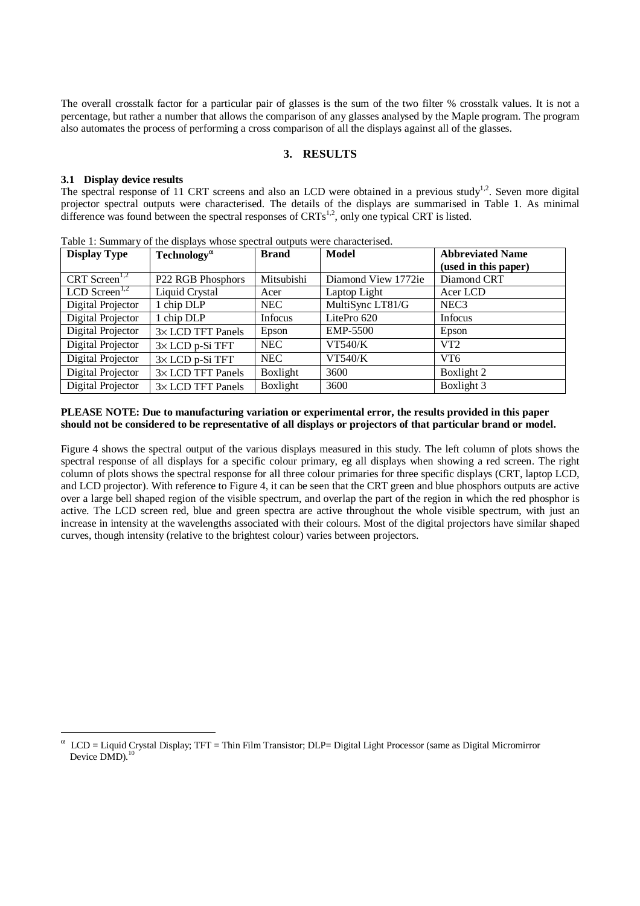The overall crosstalk factor for a particular pair of glasses is the sum of the two filter % crosstalk values. It is not a percentage, but rather a number that allows the comparison of any glasses analysed by the Maple program. The program also automates the process of performing a cross comparison of all the displays against all of the glasses.

## 3. RESULTS

### 3.1 Display device results

The spectral response of 11 CRT screens and also an LCD were obtained in a previous study[1,2]. Seven more digital projector spectral outputs were characterised. The details of the displays are summarised in Table 1. As minimal difference was found between the spectral responses of CRTs[1,2], only one typical CRT is listed.

Table 1: Summary of the displays whose spectral outputs were characterised.

| Display Type | Technology[α] | Brand | Model | Abbreviated Name (used in this paper) |
|---|---|---|---|---|
| CRT Screen[1,2] | P22 RGB Phosphors | Mitsubishi | Diamond View 1772ie | Diamond CRT |
| LCD Screen[1,2] | Liquid Crystal | Acer | Laptop Light | Acer LCD |
| Digital Projector | 1 chip DLP | NEC | MultiSync LT81/G | NEC3 |
| Digital Projector | 1 chip DLP | Infocus | LitePro 620 | Infocus |
| Digital Projector | 3× LCD TFT Panels | Epson | EMP-5500 | Epson |
| Digital Projector | 3× LCD p-Si TFT | NEC | VT540/K | VT2 |
| Digital Projector | 3× LCD p-Si TFT | NEC | VT540/K | VT6 |
| Digital Projector | 3× LCD TFT Panels | Boxlight | 3600 | Boxlight 2 |
| Digital Projector | 3× LCD TFT Panels | Boxlight | 3600 | Boxlight 3 |

**PLEASE NOTE: Due to manufacturing variation or experimental error, the results provided in this paper should not be considered to be representative of all displays or projectors of that particular brand or model.**

Figure 4 shows the spectral output of the various displays measured in this study. The left column of plots shows the spectral response of all displays for a specific colour primary, eg all displays when showing a red screen. The right column of plots shows the spectral response for all three colour primaries for three specific displays (CRT, laptop LCD, and LCD projector). With reference to Figure 4, it can be seen that the CRT green and blue phosphors outputs are active over a large bell shaped region of the visible spectrum, and overlap the part of the region in which the red phosphor is active. The LCD screen red, blue and green spectra are active throughout the whole visible spectrum, with just an increase in intensity at the wavelengths associated with their colours. Most of the digital projectors have similar shaped curves, though intensity (relative to the brightest colour) varies between projectors.

---

[α] LCD = Liquid Crystal Display; TFT = Thin Film Transistor; DLP= Digital Light Processor (same as Digital Micromirror Device DMD).[10]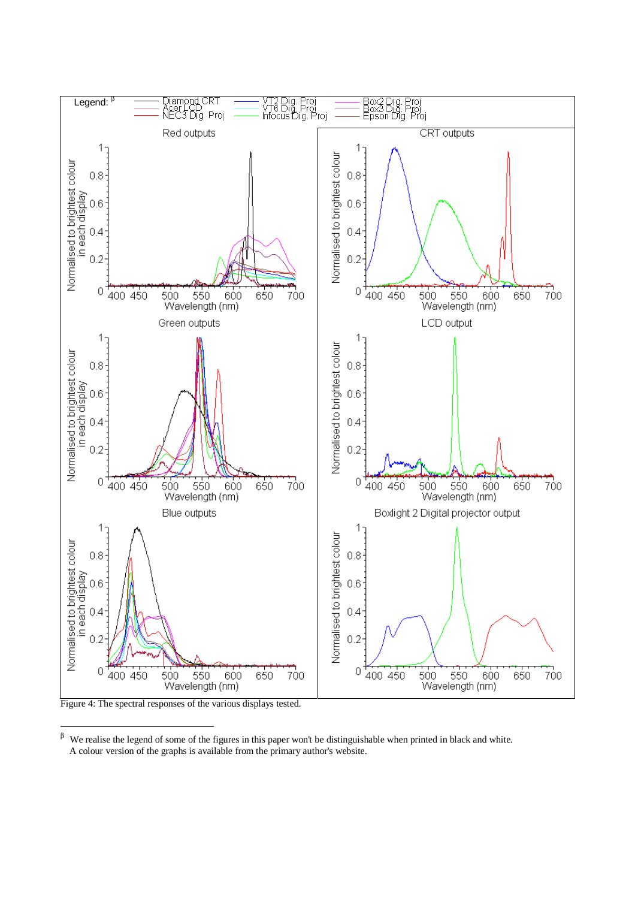Figure 4: The spectral responses of the various displays tested.

[β] We realise the legend of some of the figures in this paper won't be distinguishable when printed in black and white. A colour version of the graphs is available from the primary author's website.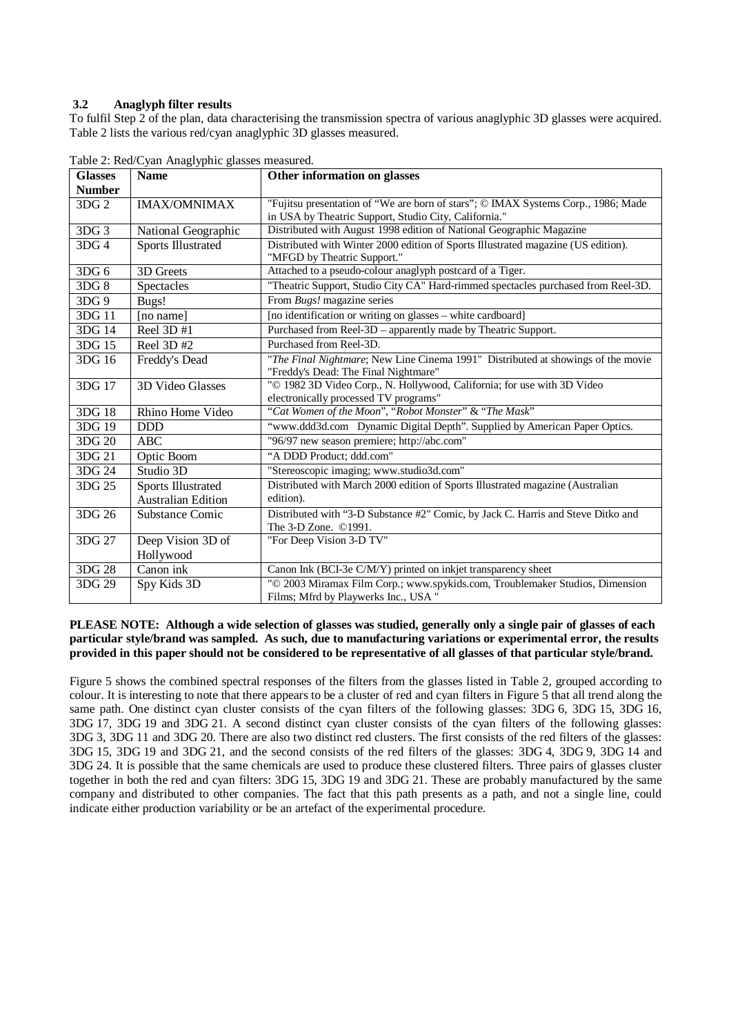### 3.2 Anaglyph filter results

To fulfil Step 2 of the plan, data characterising the transmission spectra of various anaglyphic 3D glasses were acquired. Table 2 lists the various red/cyan anaglyphic 3D glasses measured.

Table 2: Red/Cyan Anaglyphic glasses measured.

| Glasses Number | Name | Other information on glasses |
|---|---|---|
| 3DG 2 | IMAX/OMNIMAX | "Fujitsu presentation of "We are born of stars"; © IMAX Systems Corp., 1986; Made in USA by Theatric Support, Studio City, California." |
| 3DG 3 | National Geographic | Distributed with August 1998 edition of National Geographic Magazine |
| 3DG 4 | Sports Illustrated | Distributed with Winter 2000 edition of Sports Illustrated magazine (US edition). "MFGD by Theatric Support." |
| 3DG 6 | 3D Greets | Attached to a pseudo-colour anaglyph postcard of a Tiger. |
| 3DG 8 | Spectacles | "Theatric Support, Studio City CA" Hard-rimmed spectacles purchased from Reel-3D. |
| 3DG 9 | Bugs! | From *Bugs!* magazine series |
| 3DG 11 | [no name] | [no identification or writing on glasses – white cardboard] |
| 3DG 14 | Reel 3D #1 | Purchased from Reel-3D – apparently made by Theatric Support. |
| 3DG 15 | Reel 3D #2 | Purchased from Reel-3D. |
| 3DG 16 | Freddy's Dead | "*The Final Nightmare*; New Line Cinema 1991" Distributed at showings of the movie "Freddy's Dead: The Final Nightmare" |
| 3DG 17 | 3D Video Glasses | "© 1982 3D Video Corp., N. Hollywood, California; for use with 3D Video electronically processed TV programs" |
| 3DG 18 | Rhino Home Video | "*Cat Women of the Moon*", "*Robot Monster*" & "*The Mask*" |
| 3DG 19 | DDD | "www.ddd3d.com Dynamic Digital Depth". Supplied by American Paper Optics. |
| 3DG 20 | ABC | "96/97 new season premiere; http://abc.com" |
| 3DG 21 | Optic Boom | "A DDD Product; ddd.com" |
| 3DG 24 | Studio 3D | "Stereoscopic imaging; www.studio3d.com" |
| 3DG 25 | Sports Illustrated Australian Edition | Distributed with March 2000 edition of Sports Illustrated magazine (Australian edition). |
| 3DG 26 | Substance Comic | Distributed with "3-D Substance #2" Comic, by Jack C. Harris and Steve Ditko and The 3-D Zone. ©1991. |
| 3DG 27 | Deep Vision 3D of Hollywood | "For Deep Vision 3-D TV" |
| 3DG 28 | Canon ink | Canon Ink (BCI-3e C/M/Y) printed on inkjet transparency sheet |
| 3DG 29 | Spy Kids 3D | "© 2003 Miramax Film Corp.; www.spykids.com, Troublemaker Studios, Dimension Films; Mfrd by Playwerks Inc., USA " |

**PLEASE NOTE: Although a wide selection of glasses was studied, generally only a single pair of glasses of each particular style/brand was sampled. As such, due to manufacturing variations or experimental error, the results provided in this paper should not be considered to be representative of all glasses of that particular style/brand.**

Figure 5 shows the combined spectral responses of the filters from the glasses listed in Table 2, grouped according to colour. It is interesting to note that there appears to be a cluster of red and cyan filters in Figure 5 that all trend along the same path. One distinct cyan cluster consists of the cyan filters of the following glasses: 3DG 6, 3DG 15, 3DG 16, 3DG 17, 3DG 19 and 3DG 21. A second distinct cyan cluster consists of the cyan filters of the following glasses: 3DG 3, 3DG 11 and 3DG 20. There are also two distinct red clusters. The first consists of the red filters of the glasses: 3DG 15, 3DG 19 and 3DG 21, and the second consists of the red filters of the glasses: 3DG 4, 3DG 9, 3DG 14 and 3DG 24. It is possible that the same chemicals are used to produce these clustered filters. Three pairs of glasses cluster together in both the red and cyan filters: 3DG 15, 3DG 19 and 3DG 21. These are probably manufactured by the same company and distributed to other companies. The fact that this path presents as a path, and not a single line, could indicate either production variability or be an artefact of the experimental procedure.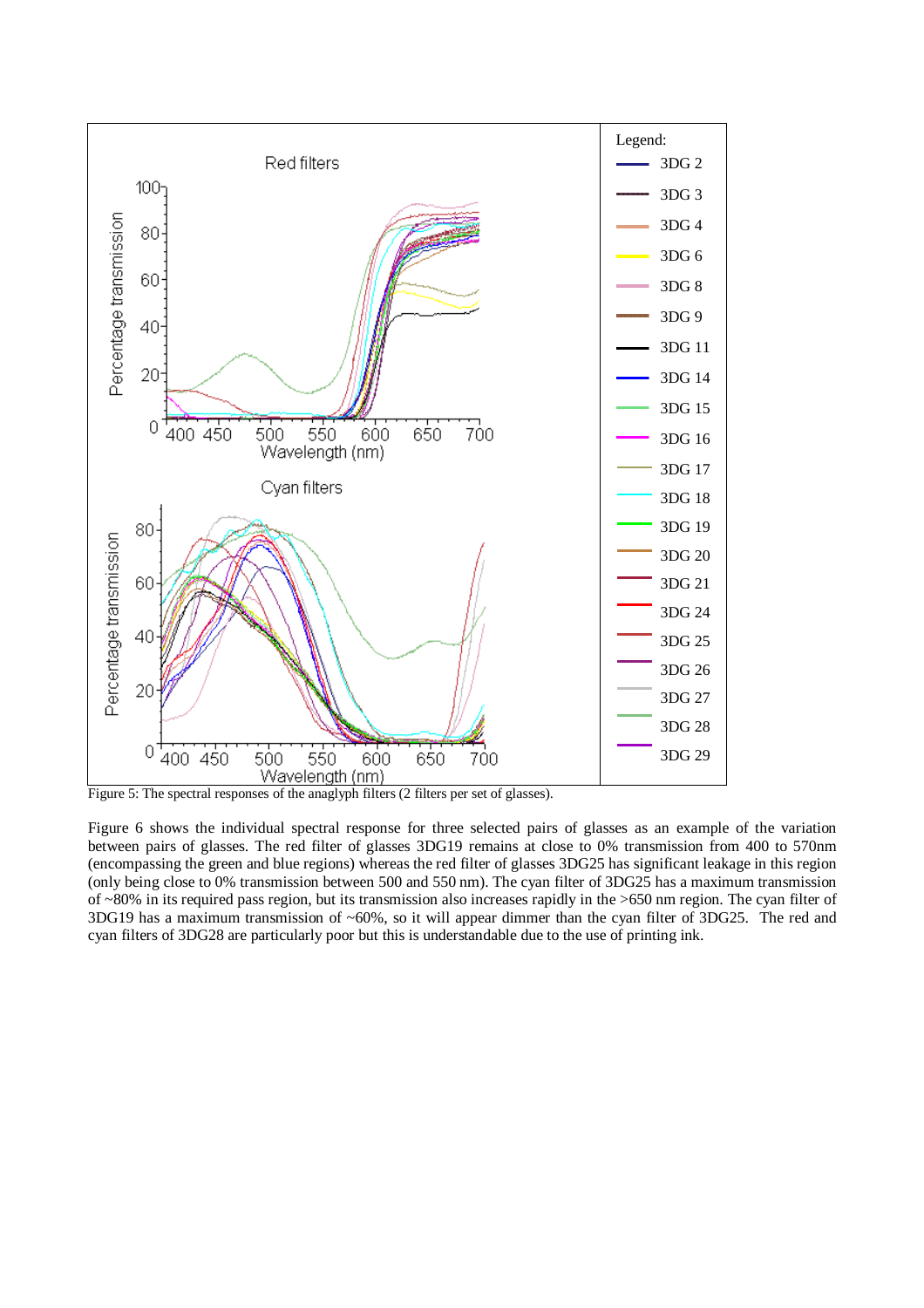Figure 5: The spectral responses of the anaglyph filters (2 filters per set of glasses).

Figure 6 shows the individual spectral response for three selected pairs of glasses as an example of the variation between pairs of glasses. The red filter of glasses 3DG19 remains at close to 0% transmission from 400 to 570nm (encompassing the green and blue regions) whereas the red filter of glasses 3DG25 has significant leakage in this region (only being close to 0% transmission between 500 and 550 nm). The cyan filter of 3DG25 has a maximum transmission of ~80% in its required pass region, but its transmission also increases rapidly in the >650 nm region. The cyan filter of 3DG19 has a maximum transmission of ~60%, so it will appear dimmer than the cyan filter of 3DG25. The red and cyan filters of 3DG28 are particularly poor but this is understandable due to the use of printing ink.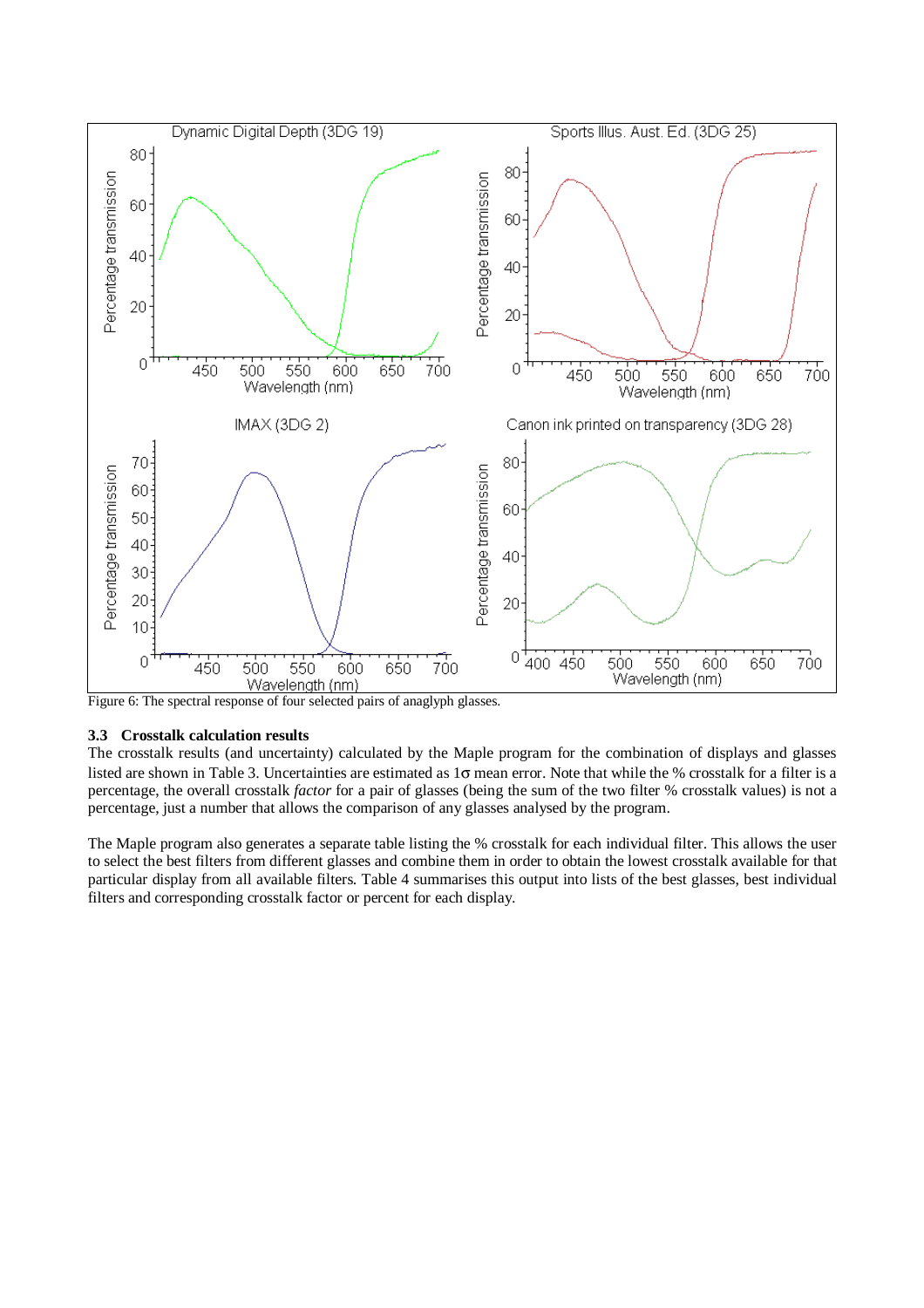Figure 6: The spectral response of four selected pairs of anaglyph glasses.

### 3.3 Crosstalk calculation results

The crosstalk results (and uncertainty) calculated by the Maple program for the combination of displays and glasses listed are shown in Table 3. Uncertainties are estimated as 1σ mean error. Note that while the % crosstalk for a filter is a percentage, the overall crosstalk *factor* for a pair of glasses (being the sum of the two filter % crosstalk values) is not a percentage, just a number that allows the comparison of any glasses analysed by the program.

The Maple program also generates a separate table listing the % crosstalk for each individual filter. This allows the user to select the best filters from different glasses and combine them in order to obtain the lowest crosstalk available for that particular display from all available filters. Table 4 summarises this output into lists of the best glasses, best individual filters and corresponding crosstalk factor or percent for each display.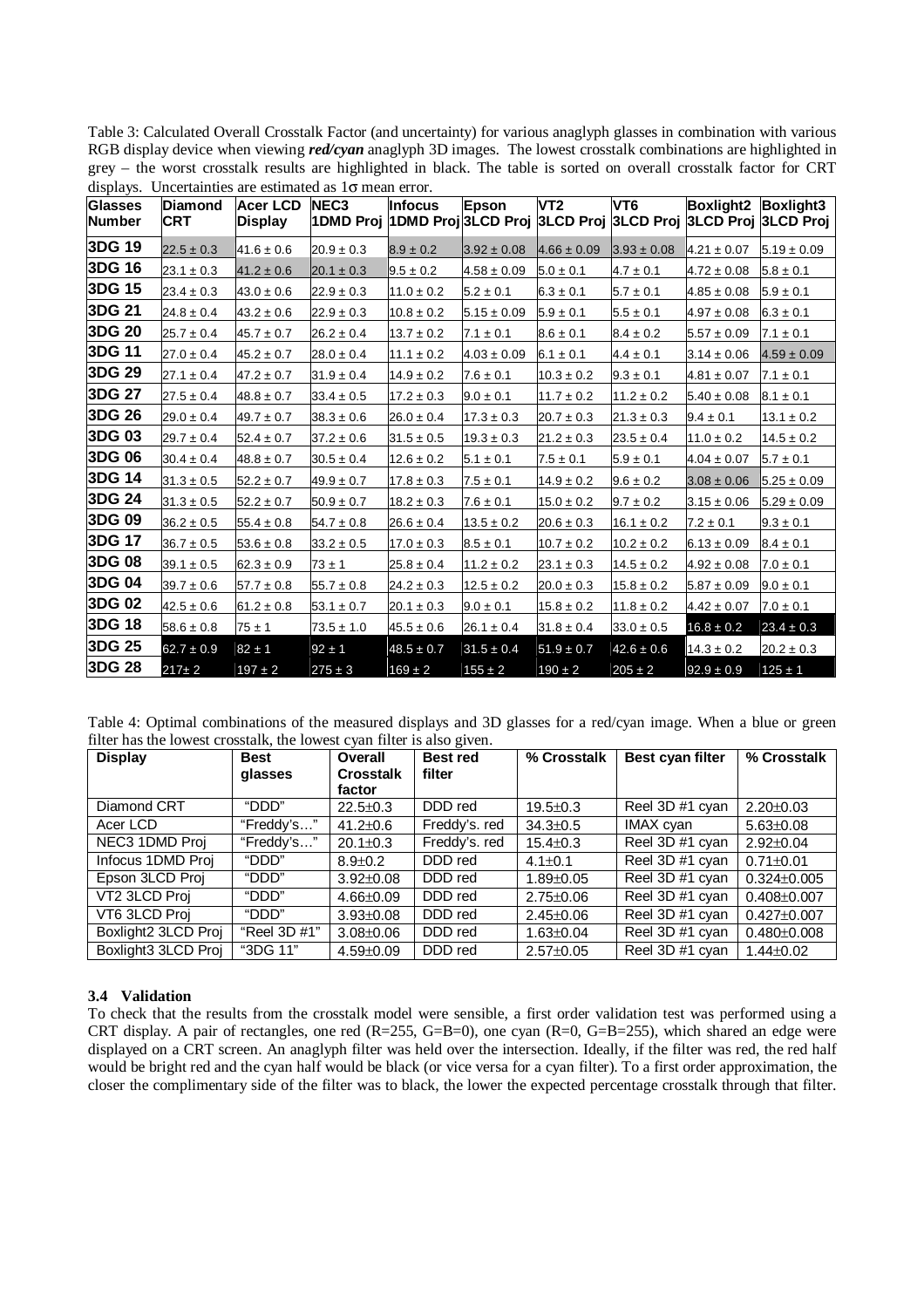Table 3: Calculated Overall Crosstalk Factor (and uncertainty) for various anaglyph glasses in combination with various RGB display device when viewing ***red/cyan*** anaglyph 3D images. The lowest crosstalk combinations are highlighted in grey – the worst crosstalk results are highlighted in black. The table is sorted on overall crosstalk factor for CRT displays. Uncertainties are estimated as 1σ mean error.

| Glasses Number | Diamond CRT | Acer LCD Display | NEC3 1DMD Proj | Infocus 1DMD Proj | Epson 3LCD Proj | VT2 3LCD Proj | VT6 3LCD Proj | Boxlight2 3LCD Proj | Boxlight3 3LCD Proj |
|---|---|---|---|---|---|---|---|---|---|
| 3DG 19 | 22.5 ± 0.3 | 41.6 ± 0.6 | 20.9 ± 0.3 | 8.9 ± 0.2 | 3.92 ± 0.08 | 4.66 ± 0.09 | 3.93 ± 0.08 | 4.21 ± 0.07 | 5.19 ± 0.09 |
| 3DG 16 | 23.1 ± 0.3 | 41.2 ± 0.6 | 20.1 ± 0.3 | 9.5 ± 0.2 | 4.58 ± 0.09 | 5.0 ± 0.1 | 4.7 ± 0.1 | 4.72 ± 0.08 | 5.8 ± 0.1 |
| 3DG 15 | 23.4 ± 0.3 | 43.0 ± 0.6 | 22.9 ± 0.3 | 11.0 ± 0.2 | 5.2 ± 0.1 | 6.3 ± 0.1 | 5.7 ± 0.1 | 4.85 ± 0.08 | 5.9 ± 0.1 |
| 3DG 21 | 24.8 ± 0.4 | 43.2 ± 0.6 | 22.9 ± 0.3 | 10.8 ± 0.2 | 5.15 ± 0.09 | 5.9 ± 0.1 | 5.5 ± 0.1 | 4.97 ± 0.08 | 6.3 ± 0.1 |
| 3DG 20 | 25.7 ± 0.4 | 45.7 ± 0.7 | 26.2 ± 0.4 | 13.7 ± 0.2 | 7.1 ± 0.1 | 8.6 ± 0.1 | 8.4 ± 0.2 | 5.57 ± 0.09 | 7.1 ± 0.1 |
| 3DG 11 | 27.0 ± 0.4 | 45.2 ± 0.7 | 28.0 ± 0.4 | 11.1 ± 0.2 | 4.03 ± 0.09 | 6.1 ± 0.1 | 4.4 ± 0.1 | 3.14 ± 0.06 | 4.59 ± 0.09 |
| 3DG 29 | 27.1 ± 0.4 | 47.2 ± 0.7 | 31.9 ± 0.4 | 14.9 ± 0.2 | 7.6 ± 0.1 | 10.3 ± 0.2 | 9.3 ± 0.1 | 4.81 ± 0.07 | 7.1 ± 0.1 |
| 3DG 27 | 27.5 ± 0.4 | 48.8 ± 0.7 | 33.4 ± 0.5 | 17.2 ± 0.3 | 9.0 ± 0.1 | 11.7 ± 0.2 | 11.2 ± 0.2 | 5.40 ± 0.08 | 8.1 ± 0.1 |
| 3DG 26 | 29.0 ± 0.4 | 49.7 ± 0.7 | 38.3 ± 0.6 | 26.0 ± 0.4 | 17.3 ± 0.3 | 20.7 ± 0.3 | 21.3 ± 0.3 | 9.4 ± 0.1 | 13.1 ± 0.2 |
| 3DG 03 | 29.7 ± 0.4 | 52.4 ± 0.7 | 37.2 ± 0.6 | 31.5 ± 0.5 | 19.3 ± 0.3 | 21.2 ± 0.3 | 23.5 ± 0.4 | 11.0 ± 0.2 | 14.5 ± 0.2 |
| 3DG 06 | 30.4 ± 0.4 | 48.8 ± 0.7 | 30.5 ± 0.4 | 12.6 ± 0.2 | 5.1 ± 0.1 | 7.5 ± 0.1 | 5.9 ± 0.1 | 4.04 ± 0.07 | 5.7 ± 0.1 |
| 3DG 14 | 31.3 ± 0.5 | 52.2 ± 0.7 | 49.9 ± 0.7 | 17.8 ± 0.3 | 7.5 ± 0.1 | 14.9 ± 0.2 | 9.6 ± 0.2 | 3.08 ± 0.06 | 5.25 ± 0.09 |
| 3DG 24 | 31.3 ± 0.5 | 52.2 ± 0.7 | 50.9 ± 0.7 | 18.2 ± 0.3 | 7.6 ± 0.1 | 15.0 ± 0.2 | 9.7 ± 0.2 | 3.15 ± 0.06 | 5.29 ± 0.09 |
| 3DG 09 | 36.2 ± 0.5 | 55.4 ± 0.8 | 54.7 ± 0.8 | 26.6 ± 0.4 | 13.5 ± 0.2 | 20.6 ± 0.3 | 16.1 ± 0.2 | 7.2 ± 0.1 | 9.3 ± 0.1 |
| 3DG 17 | 36.7 ± 0.5 | 53.6 ± 0.8 | 33.2 ± 0.5 | 17.0 ± 0.3 | 8.5 ± 0.1 | 10.7 ± 0.2 | 10.2 ± 0.2 | 6.13 ± 0.09 | 8.4 ± 0.1 |
| 3DG 08 | 39.1 ± 0.5 | 62.3 ± 0.9 | 73 ± 1 | 25.8 ± 0.4 | 11.2 ± 0.2 | 23.1 ± 0.3 | 14.5 ± 0.2 | 4.92 ± 0.08 | 7.0 ± 0.1 |
| 3DG 04 | 39.7 ± 0.6 | 57.7 ± 0.8 | 55.7 ± 0.8 | 24.2 ± 0.3 | 12.5 ± 0.2 | 20.0 ± 0.3 | 15.8 ± 0.2 | 5.87 ± 0.09 | 9.0 ± 0.1 |
| 3DG 02 | 42.5 ± 0.6 | 61.2 ± 0.8 | 53.1 ± 0.7 | 20.1 ± 0.3 | 9.0 ± 0.1 | 15.8 ± 0.2 | 11.8 ± 0.2 | 4.42 ± 0.07 | 7.0 ± 0.1 |
| 3DG 18 | 58.6 ± 0.8 | 75 ± 1 | 73.5 ± 1.0 | 45.5 ± 0.6 | 26.1 ± 0.4 | 31.8 ± 0.4 | 33.0 ± 0.5 | 16.8 ± 0.2 | 23.4 ± 0.3 |
| 3DG 25 | 62.7 ± 0.9 | 82 ± 1 | 92 ± 1 | 48.5 ± 0.7 | 31.5 ± 0.4 | 51.9 ± 0.7 | 42.6 ± 0.6 | 14.3 ± 0.2 | 20.2 ± 0.3 |
| 3DG 28 | 217± 2 | 197 ± 2 | 275 ± 3 | 169 ± 2 | 155 ± 2 | 190 ± 2 | 205 ± 2 | 92.9 ± 0.9 | 125 ± 1 |

Table 4: Optimal combinations of the measured displays and 3D glasses for a red/cyan image. When a blue or green filter has the lowest crosstalk, the lowest cyan filter is also given.

| Display | Best glasses | Overall Crosstalk factor | Best red filter | % Crosstalk | Best cyan filter | % Crosstalk |
|---|---|---|---|---|---|---|
| Diamond CRT | "DDD" | 22.5±0.3 | DDD red | 19.5±0.3 | Reel 3D #1 cyan | 2.20±0.03 |
| Acer LCD | "Freddy's…" | 41.2±0.6 | Freddy's. red | 34.3±0.5 | IMAX cyan | 5.63±0.08 |
| NEC3 1DMD Proj | "Freddy's…" | 20.1±0.3 | Freddy's. red | 15.4±0.3 | Reel 3D #1 cyan | 2.92±0.04 |
| Infocus 1DMD Proj | "DDD" | 8.9±0.2 | DDD red | 4.1±0.1 | Reel 3D #1 cyan | 0.71±0.01 |
| Epson 3LCD Proj | "DDD" | 3.92±0.08 | DDD red | 1.89±0.05 | Reel 3D #1 cyan | 0.324±0.005 |
| VT2 3LCD Proj | "DDD" | 4.66±0.09 | DDD red | 2.75±0.06 | Reel 3D #1 cyan | 0.408±0.007 |
| VT6 3LCD Proj | "DDD" | 3.93±0.08 | DDD red | 2.45±0.06 | Reel 3D #1 cyan | 0.427±0.007 |
| Boxlight2 3LCD Proj | "Reel 3D #1" | 3.08±0.06 | DDD red | 1.63±0.04 | Reel 3D #1 cyan | 0.480±0.008 |
| Boxlight3 3LCD Proj | "3DG 11" | 4.59±0.09 | DDD red | 2.57±0.05 | Reel 3D #1 cyan | 1.44±0.02 |

### 3.4 Validation

To check that the results from the crosstalk model were sensible, a first order validation test was performed using a CRT display. A pair of rectangles, one red (R=255, G=B=0), one cyan (R=0, G=B=255), which shared an edge were displayed on a CRT screen. An anaglyph filter was held over the intersection. Ideally, if the filter was red, the red half would be bright red and the cyan half would be black (or vice versa for a cyan filter). To a first order approximation, the closer the complimentary side of the filter was to black, the lower the expected percentage crosstalk through that filter.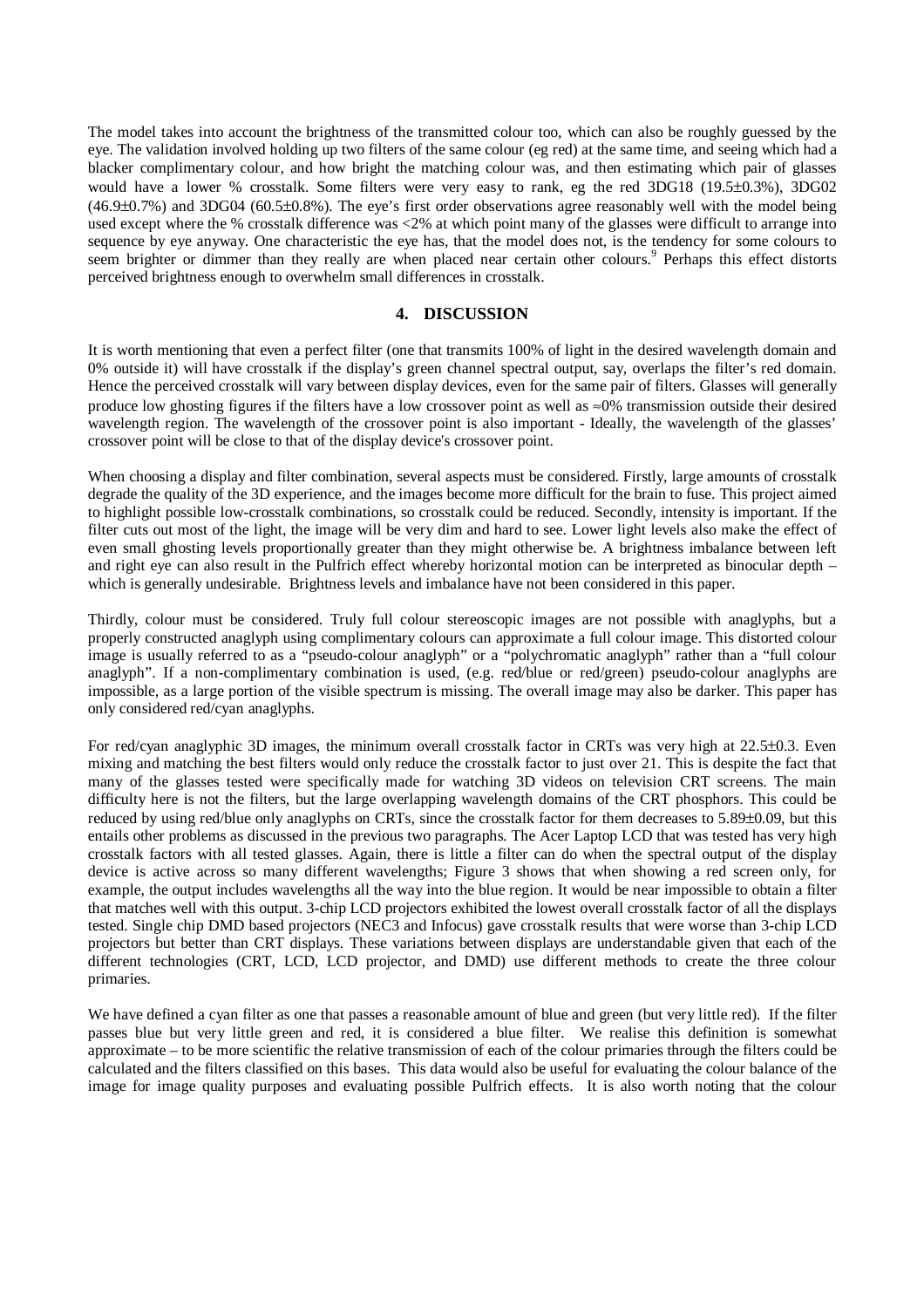The model takes into account the brightness of the transmitted colour too, which can also be roughly guessed by the eye. The validation involved holding up two filters of the same colour (eg red) at the same time, and seeing which had a blacker complimentary colour, and how bright the matching colour was, and then estimating which pair of glasses would have a lower % crosstalk. Some filters were very easy to rank, eg the red 3DG18 (19.5±0.3%), 3DG02 (46.9±0.7%) and 3DG04 (60.5±0.8%). The eye's first order observations agree reasonably well with the model being used except where the % crosstalk difference was <2% at which point many of the glasses were difficult to arrange into sequence by eye anyway. One characteristic the eye has, that the model does not, is the tendency for some colours to seem brighter or dimmer than they really are when placed near certain other colours.[9] Perhaps this effect distorts perceived brightness enough to overwhelm small differences in crosstalk.

## 4. DISCUSSION

It is worth mentioning that even a perfect filter (one that transmits 100% of light in the desired wavelength domain and 0% outside it) will have crosstalk if the display's green channel spectral output, say, overlaps the filter's red domain. Hence the perceived crosstalk will vary between display devices, even for the same pair of filters. Glasses will generally produce low ghosting figures if the filters have a low crossover point as well as ≈0% transmission outside their desired wavelength region. The wavelength of the crossover point is also important - Ideally, the wavelength of the glasses' crossover point will be close to that of the display device's crossover point.

When choosing a display and filter combination, several aspects must be considered. Firstly, large amounts of crosstalk degrade the quality of the 3D experience, and the images become more difficult for the brain to fuse. This project aimed to highlight possible low-crosstalk combinations, so crosstalk could be reduced. Secondly, intensity is important. If the filter cuts out most of the light, the image will be very dim and hard to see. Lower light levels also make the effect of even small ghosting levels proportionally greater than they might otherwise be. A brightness imbalance between left and right eye can also result in the Pulfrich effect whereby horizontal motion can be interpreted as binocular depth – which is generally undesirable. Brightness levels and imbalance have not been considered in this paper.

Thirdly, colour must be considered. Truly full colour stereoscopic images are not possible with anaglyphs, but a properly constructed anaglyph using complimentary colours can approximate a full colour image. This distorted colour image is usually referred to as a "pseudo-colour anaglyph" or a "polychromatic anaglyph" rather than a "full colour anaglyph". If a non-complimentary combination is used, (e.g. red/blue or red/green) pseudo-colour anaglyphs are impossible, as a large portion of the visible spectrum is missing. The overall image may also be darker. This paper has only considered red/cyan anaglyphs.

For red/cyan anaglyphic 3D images, the minimum overall crosstalk factor in CRTs was very high at 22.5±0.3. Even mixing and matching the best filters would only reduce the crosstalk factor to just over 21. This is despite the fact that many of the glasses tested were specifically made for watching 3D videos on television CRT screens. The main difficulty here is not the filters, but the large overlapping wavelength domains of the CRT phosphors. This could be reduced by using red/blue only anaglyphs on CRTs, since the crosstalk factor for them decreases to 5.89±0.09, but this entails other problems as discussed in the previous two paragraphs. The Acer Laptop LCD that was tested has very high crosstalk factors with all tested glasses. Again, there is little a filter can do when the spectral output of the display device is active across so many different wavelengths; Figure 3 shows that when showing a red screen only, for example, the output includes wavelengths all the way into the blue region. It would be near impossible to obtain a filter that matches well with this output. 3-chip LCD projectors exhibited the lowest overall crosstalk factor of all the displays tested. Single chip DMD based projectors (NEC3 and Infocus) gave crosstalk results that were worse than 3-chip LCD projectors but better than CRT displays. These variations between displays are understandable given that each of the different technologies (CRT, LCD, LCD projector, and DMD) use different methods to create the three colour primaries.

We have defined a cyan filter as one that passes a reasonable amount of blue and green (but very little red). If the filter passes blue but very little green and red, it is considered a blue filter. We realise this definition is somewhat approximate – to be more scientific the relative transmission of each of the colour primaries through the filters could be calculated and the filters classified on this bases. This data would also be useful for evaluating the colour balance of the image for image quality purposes and evaluating possible Pulfrich effects. It is also worth noting that the colour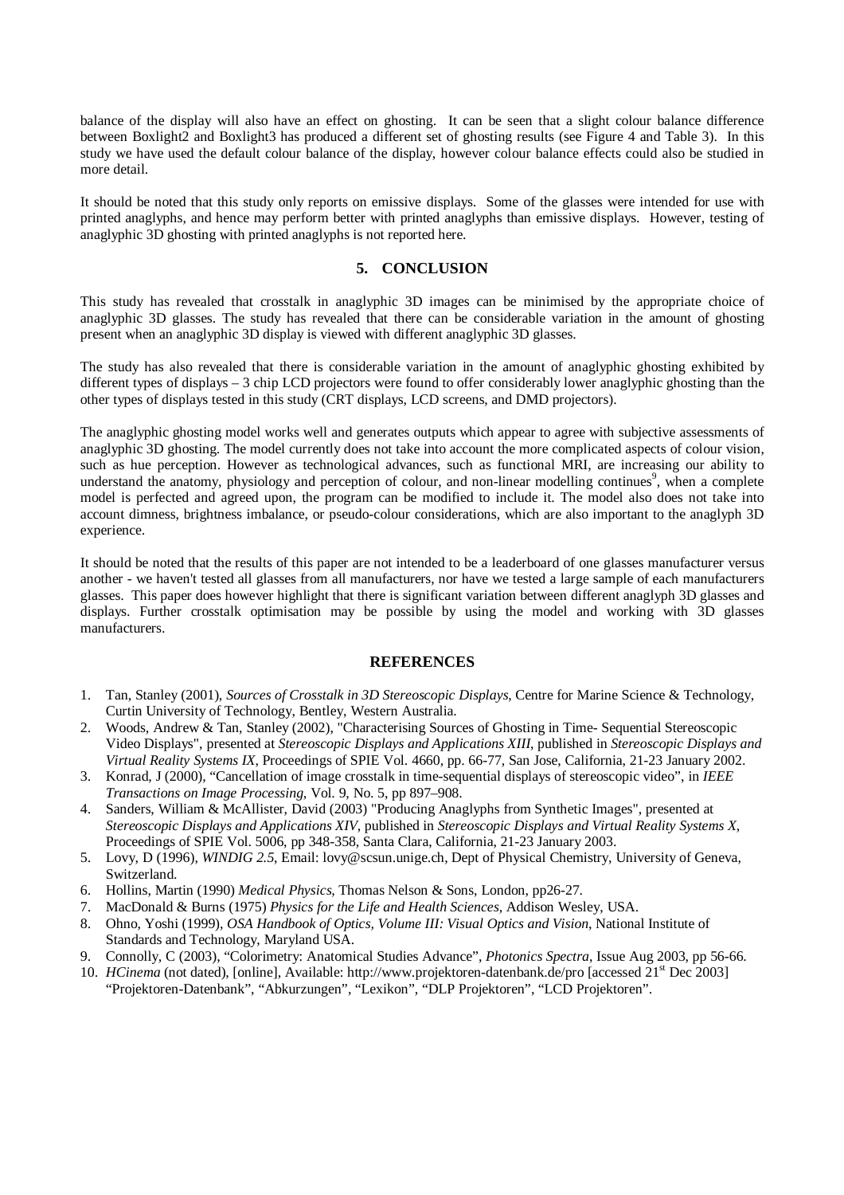balance of the display will also have an effect on ghosting. It can be seen that a slight colour balance difference between Boxlight2 and Boxlight3 has produced a different set of ghosting results (see Figure 4 and Table 3). In this study we have used the default colour balance of the display, however colour balance effects could also be studied in more detail.

It should be noted that this study only reports on emissive displays. Some of the glasses were intended for use with printed anaglyphs, and hence may perform better with printed anaglyphs than emissive displays. However, testing of anaglyphic 3D ghosting with printed anaglyphs is not reported here.

## 5. CONCLUSION

This study has revealed that crosstalk in anaglyphic 3D images can be minimised by the appropriate choice of anaglyphic 3D glasses. The study has revealed that there can be considerable variation in the amount of ghosting present when an anaglyphic 3D display is viewed with different anaglyphic 3D glasses.

The study has also revealed that there is considerable variation in the amount of anaglyphic ghosting exhibited by different types of displays – 3 chip LCD projectors were found to offer considerably lower anaglyphic ghosting than the other types of displays tested in this study (CRT displays, LCD screens, and DMD projectors).

The anaglyphic ghosting model works well and generates outputs which appear to agree with subjective assessments of anaglyphic 3D ghosting. The model currently does not take into account the more complicated aspects of colour vision, such as hue perception. However as technological advances, such as functional MRI, are increasing our ability to understand the anatomy, physiology and perception of colour, and non-linear modelling continues[9], when a complete model is perfected and agreed upon, the program can be modified to include it. The model also does not take into account dimness, brightness imbalance, or pseudo-colour considerations, which are also important to the anaglyph 3D experience.

It should be noted that the results of this paper are not intended to be a leaderboard of one glasses manufacturer versus another - we haven't tested all glasses from all manufacturers, nor have we tested a large sample of each manufacturers glasses. This paper does however highlight that there is significant variation between different anaglyph 3D glasses and displays. Further crosstalk optimisation may be possible by using the model and working with 3D glasses manufacturers.

## REFERENCES

1. Tan, Stanley (2001), *Sources of Crosstalk in 3D Stereoscopic Displays*, Centre for Marine Science & Technology, Curtin University of Technology, Bentley, Western Australia.
2. Woods, Andrew & Tan, Stanley (2002), "Characterising Sources of Ghosting in Time- Sequential Stereoscopic Video Displays", presented at *Stereoscopic Displays and Applications XIII*, published in *Stereoscopic Displays and Virtual Reality Systems IX*, Proceedings of SPIE Vol. 4660, pp. 66-77, San Jose, California, 21-23 January 2002.
3. Konrad, J (2000), "Cancellation of image crosstalk in time-sequential displays of stereoscopic video", in *IEEE Transactions on Image Processing*, Vol. 9, No. 5, pp 897–908.
4. Sanders, William & McAllister, David (2003) "Producing Anaglyphs from Synthetic Images", presented at *Stereoscopic Displays and Applications XIV*, published in *Stereoscopic Displays and Virtual Reality Systems X*, Proceedings of SPIE Vol. 5006, pp 348-358, Santa Clara, California, 21-23 January 2003.
5. Lovy, D (1996), *WINDIG 2.5*, Email: lovy@scsun.unige.ch, Dept of Physical Chemistry, University of Geneva, Switzerland.
6. Hollins, Martin (1990) *Medical Physics*, Thomas Nelson & Sons, London, pp26-27.
7. MacDonald & Burns (1975) *Physics for the Life and Health Sciences*, Addison Wesley, USA.
8. Ohno, Yoshi (1999), *OSA Handbook of Optics, Volume III: Visual Optics and Vision*, National Institute of Standards and Technology, Maryland USA.
9. Connolly, C (2003), "Colorimetry: Anatomical Studies Advance", *Photonics Spectra*, Issue Aug 2003, pp 56-66.
10. *HCinema* (not dated), [online], Available: http://www.projektoren-datenbank.de/pro [accessed 21st Dec 2003] "Projektoren-Datenbank", "Abkurzungen", "Lexikon", "DLP Projektoren", "LCD Projektoren".